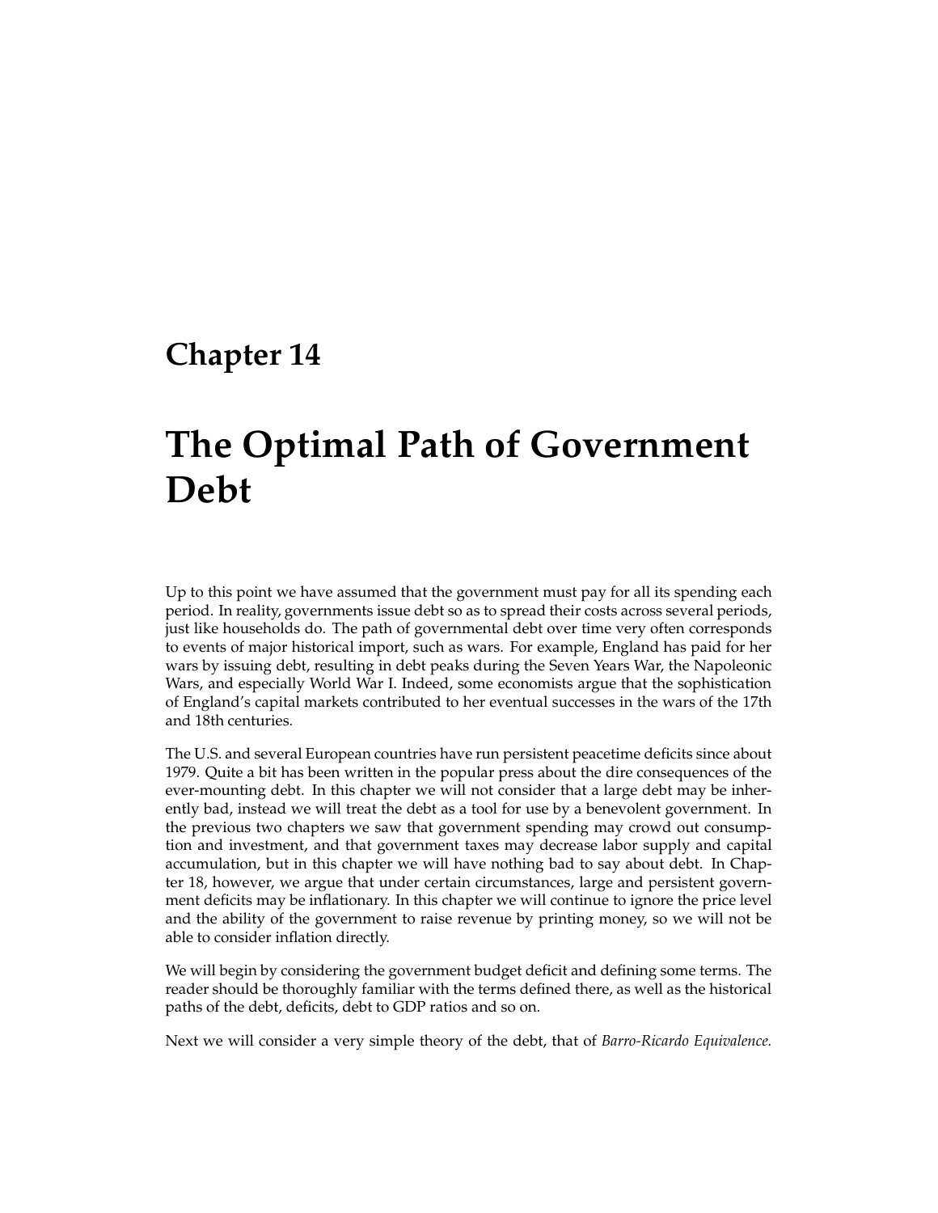# Chapter 14

# The Optimal Path of Government Debt

Up to this point we have assumed that the government must pay for all its spending each period. In reality, governments issue debt so as to spread their costs across several periods, just like households do. The path of governmental debt over time very often corresponds to events of major historical import, such as wars. For example, England has paid for her wars by issuing debt, resulting in debt peaks during the Seven Years War, the Napoleonic Wars, and especially World War I. Indeed, some economists argue that the sophistication of England's capital markets contributed to her eventual successes in the wars of the 17th and 18th centuries.

The U.S. and several European countries have run persistent peacetime deficits since about 1979. Quite a bit has been written in the popular press about the dire consequences of the ever-mounting debt. In this chapter we will not consider that a large debt may be inherently bad, instead we will treat the debt as a tool for use by a benevolent government. In the previous two chapters we saw that government spending may crowd out consumption and investment, and that government taxes may decrease labor supply and capital accumulation, but in this chapter we will have nothing bad to say about debt. In Chapter 18, however, we argue that under certain circumstances, large and persistent government deficits may be inflationary. In this chapter we will continue to ignore the price level and the ability of the government to raise revenue by printing money, so we will not be able to consider inflation directly.

We will begin by considering the government budget deficit and defining some terms. The reader should be thoroughly familiar with the terms defined there, as well as the historical paths of the debt, deficits, debt to GDP ratios and so on.

Next we will consider a very simple theory of the debt, that of *Barro-Ricardo Equivalence.*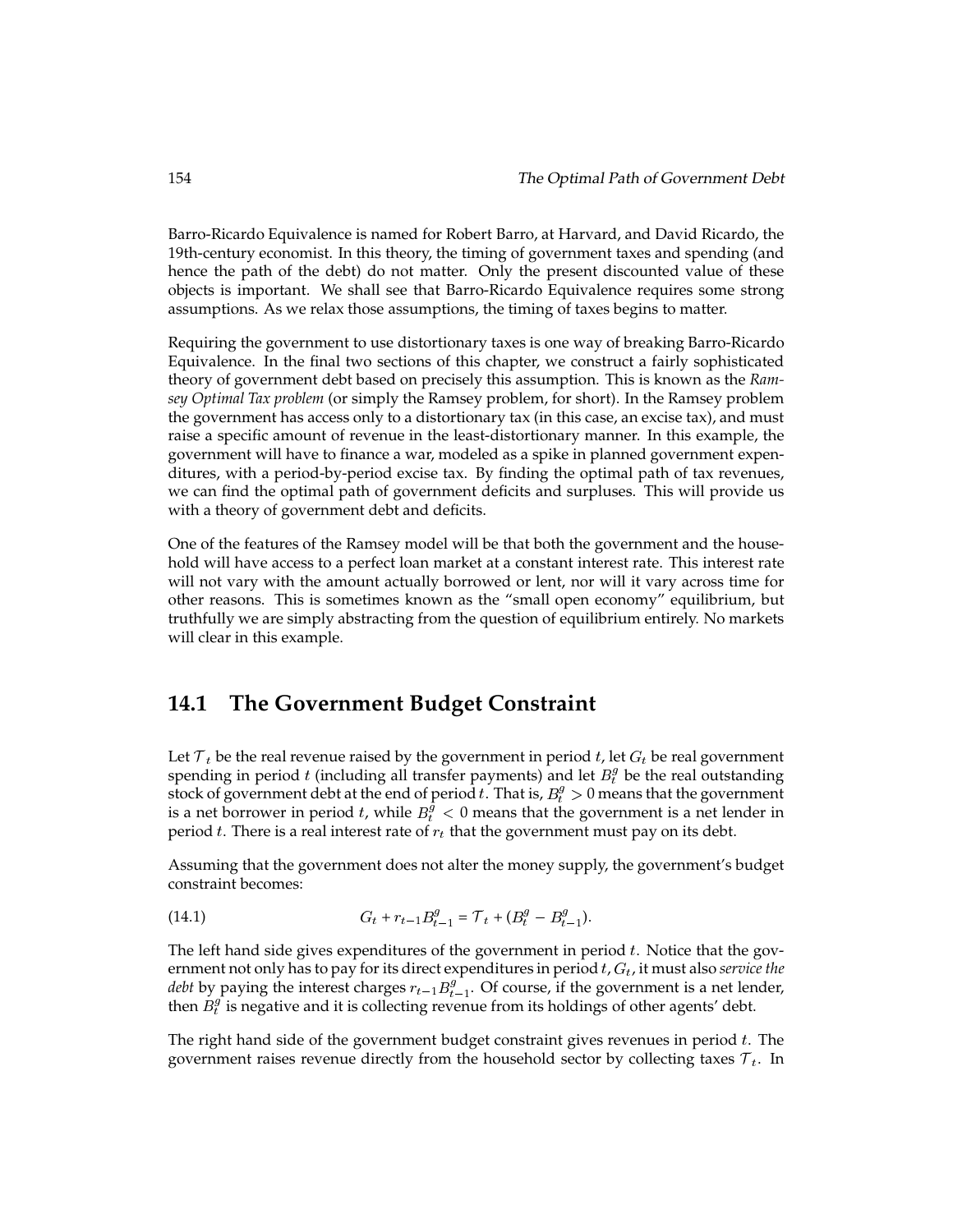Barro-Ricardo Equivalence is named for Robert Barro, at Harvard, and David Ricardo, the 19th-century economist. In this theory, the timing of government taxes and spending (and hence the path of the debt) do not matter. Only the present discounted value of these objects is important. We shall see that Barro-Ricardo Equivalence requires some strong assumptions. As we relax those assumptions, the timing of taxes begins to matter.

Requiring the government to use distortionary taxes is one way of breaking Barro-Ricardo Equivalence. In the final two sections of this chapter, we construct a fairly sophisticated theory of government debt based on precisely this assumption. This is known as the *Ramsey Optimal Tax problem* (or simply the Ramsey problem, for short). In the Ramsey problem the government has access only to a distortionary tax (in this case, an excise tax), and must raise a specific amount of revenue in the least-distortionary manner. In this example, the government will have to finance a war, modeled as a spike in planned government expenditures, with a period-by-period excise tax. By finding the optimal path of tax revenues, we can find the optimal path of government deficits and surpluses. This will provide us with a theory of government debt and deficits.

One of the features of the Ramsey model will be that both the government and the household will have access to a perfect loan market at a constant interest rate. This interest rate will not vary with the amount actually borrowed or lent, nor will it vary across time for other reasons. This is sometimes known as the "small open economy" equilibrium, but truthfully we are simply abstracting from the question of equilibrium entirely. No markets will clear in this example.

## 14.1 The Government Budget Constraint

Let $\mathcal{T}_t$ be the real revenue raised by the government in period $t$, let $G_t$ be real government spending in period $t$ (including all transfer payments) and let $B_t^g$ be the real outstanding stock of government debt at the end of period $t$. That is, $B_t^g > 0$ means that the government is a net borrower in period $t$, while $B_t^g < 0$ means that the government is a net lender in period $t$. There is a real interest rate of $r_t$ that the government must pay on its debt.

Assuming that the government does not alter the money supply, the government's budget constraint becomes:

$$G_t + r_{t-1}B_{t-1}^g = \mathcal{T}_t + (B_t^g - B_{t-1}^g). \tag{14.1}$$

The left hand side gives expenditures of the government in period $t$. Notice that the government not only has to pay for its direct expenditures in period $t$, $G_t$, it must also *service the debt* by paying the interest charges $r_{t-1}B_{t-1}^g$. Of course, if the government is a net lender, then $B_t^g$ is negative and it is collecting revenue from its holdings of other agents' debt.

The right hand side of the government budget constraint gives revenues in period $t$. The government raises revenue directly from the household sector by collecting taxes $\mathcal{T}_t$. In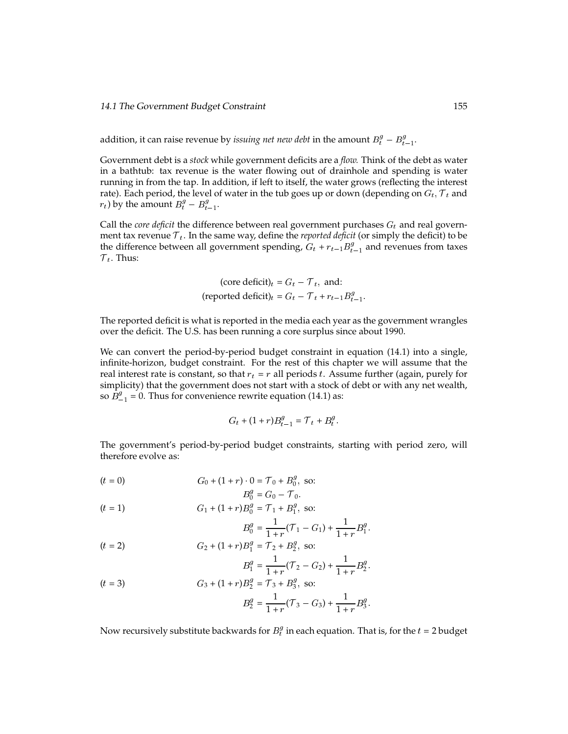addition, it can raise revenue by *issuing net new debt* in the amount $B_t^g - B_{t-1}^g$.

Government debt is a *stock* while government deficits are a *flow*. Think of the debt as water in a bathtub: tax revenue is the water flowing out of drainhole and spending is water running in from the tap. In addition, if left to itself, the water grows (reflecting the interest rate). Each period, the level of water in the tub goes up or down (depending on $G_t$, $\mathcal{T}_t$ and $r_t$) by the amount $B_t^g - B_{t-1}^g$.

Call the *core deficit* the difference between real government purchases $G_t$ and real government tax revenue $\mathcal{T}_t$. In the same way, define the *reported deficit* (or simply the deficit) to be the difference between all government spending, $G_t + r_{t-1}B_{t-1}^g$ and revenues from taxes $\mathcal{T}_t$. Thus:

$$
\begin{aligned}
(\text{core deficit})_t &= G_t - \mathcal{T}_t, \text{ and:} \\
(\text{reported deficit})_t &= G_t - \mathcal{T}_t + r_{t-1}B_{t-1}^g.
\end{aligned}
$$

The reported deficit is what is reported in the media each year as the government wrangles over the deficit. The U.S. has been running a core surplus since about 1990.

We can convert the period-by-period budget constraint in equation (14.1) into a single, infinite-horizon, budget constraint. For the rest of this chapter we will assume that the real interest rate is constant, so that $r_t = r$ all periods $t$. Assume further (again, purely for simplicity) that the government does not start with a stock of debt or with any net wealth, so $B_{-1}^g = 0$. Thus for convenience rewrite equation (14.1) as:

$$
G_t + (1+r)B_{t-1}^g = \mathcal{T}_t + B_t^g.
$$

The government's period-by-period budget constraints, starting with period zero, will therefore evolve as:

$$
\begin{aligned}
(t=0) \qquad & G_0 + (1+r)\cdot 0 = \mathcal{T}_0 + B_0^g, \text{ so:} \\
& B_0^g = G_0 - \mathcal{T}_0. \\
(t=1) \qquad & G_1 + (1+r)B_0^g = \mathcal{T}_1 + B_1^g, \text{ so:} \\
& B_0^g = \frac{1}{1+r}(\mathcal{T}_1 - G_1) + \frac{1}{1+r}B_1^g. \\
(t=2) \qquad & G_2 + (1+r)B_1^g = \mathcal{T}_2 + B_2^g, \text{ so:} \\
& B_1^g = \frac{1}{1+r}(\mathcal{T}_2 - G_2) + \frac{1}{1+r}B_2^g. \\
(t=3) \qquad & G_3 + (1+r)B_2^g = \mathcal{T}_3 + B_3^g, \text{ so:} \\
& B_2^g = \frac{1}{1+r}(\mathcal{T}_3 - G_3) + \frac{1}{1+r}B_3^g.
\end{aligned}
$$

Now recursively substitute backwards for $B_t^g$ in each equation. That is, for the $t = 2$ budget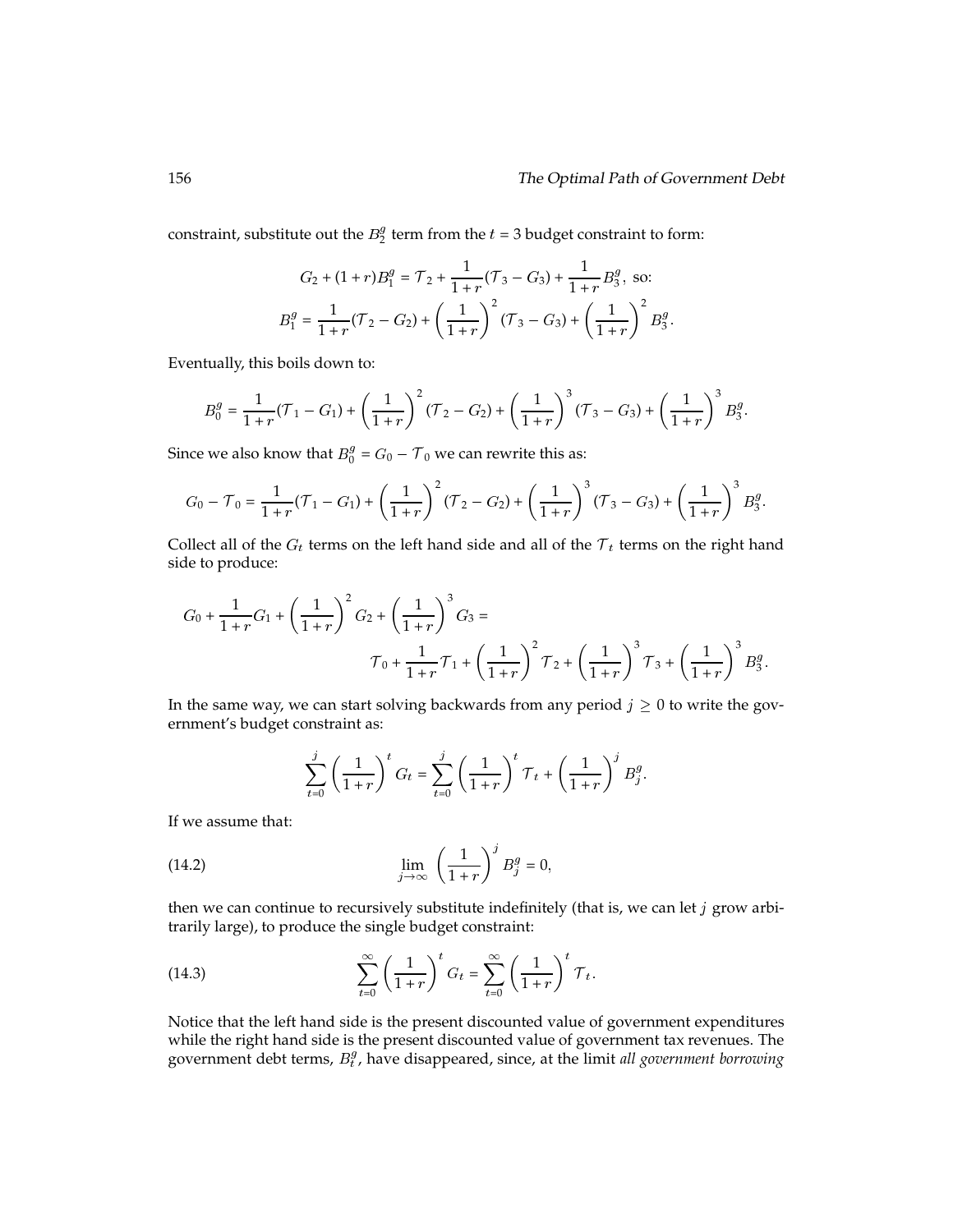constraint, substitute out the $B_2^g$ term from the $t = 3$ budget constraint to form:

$$G_2 + (1+r)B_1^g = \mathcal{T}_2 + \frac{1}{1+r}(\mathcal{T}_3 - G_3) + \frac{1}{1+r}B_3^g, \text{ so:}$$

$$B_1^g = \frac{1}{1+r}(\mathcal{T}_2 - G_2) + \left(\frac{1}{1+r}\right)^2 (\mathcal{T}_3 - G_3) + \left(\frac{1}{1+r}\right)^2 B_3^g.$$

Eventually, this boils down to:

$$B_0^g = \frac{1}{1+r}(\mathcal{T}_1 - G_1) + \left(\frac{1}{1+r}\right)^2 (\mathcal{T}_2 - G_2) + \left(\frac{1}{1+r}\right)^3 (\mathcal{T}_3 - G_3) + \left(\frac{1}{1+r}\right)^3 B_3^g.$$

Since we also know that $B_0^g = G_0 - \mathcal{T}_0$ we can rewrite this as:

$$G_0 - \mathcal{T}_0 = \frac{1}{1+r}(\mathcal{T}_1 - G_1) + \left(\frac{1}{1+r}\right)^2 (\mathcal{T}_2 - G_2) + \left(\frac{1}{1+r}\right)^3 (\mathcal{T}_3 - G_3) + \left(\frac{1}{1+r}\right)^3 B_3^g.$$

Collect all of the $G_t$ terms on the left hand side and all of the $\mathcal{T}_t$ terms on the right hand side to produce:

$$G_0 + \frac{1}{1+r}G_1 + \left(\frac{1}{1+r}\right)^2 G_2 + \left(\frac{1}{1+r}\right)^3 G_3 = \mathcal{T}_0 + \frac{1}{1+r}\mathcal{T}_1 + \left(\frac{1}{1+r}\right)^2 \mathcal{T}_2 + \left(\frac{1}{1+r}\right)^3 \mathcal{T}_3 + \left(\frac{1}{1+r}\right)^3 B_3^g.$$

In the same way, we can start solving backwards from any period $j \geq 0$ to write the government's budget constraint as:

$$\sum_{t=0}^{j} \left(\frac{1}{1+r}\right)^t G_t = \sum_{t=0}^{j} \left(\frac{1}{1+r}\right)^t \mathcal{T}_t + \left(\frac{1}{1+r}\right)^j B_j^g.$$

If we assume that:

$$\lim_{j \to \infty} \left(\frac{1}{1+r}\right)^j B_j^g = 0, \tag{14.2}$$

then we can continue to recursively substitute indefinitely (that is, we can let $j$ grow arbitrarily large), to produce the single budget constraint:

$$\sum_{t=0}^{\infty} \left(\frac{1}{1+r}\right)^t G_t = \sum_{t=0}^{\infty} \left(\frac{1}{1+r}\right)^t \mathcal{T}_t. \tag{14.3}$$

Notice that the left hand side is the present discounted value of government expenditures while the right hand side is the present discounted value of government tax revenues. The government debt terms, $B_t^g$, have disappeared, since, at the limit *all government borrowing*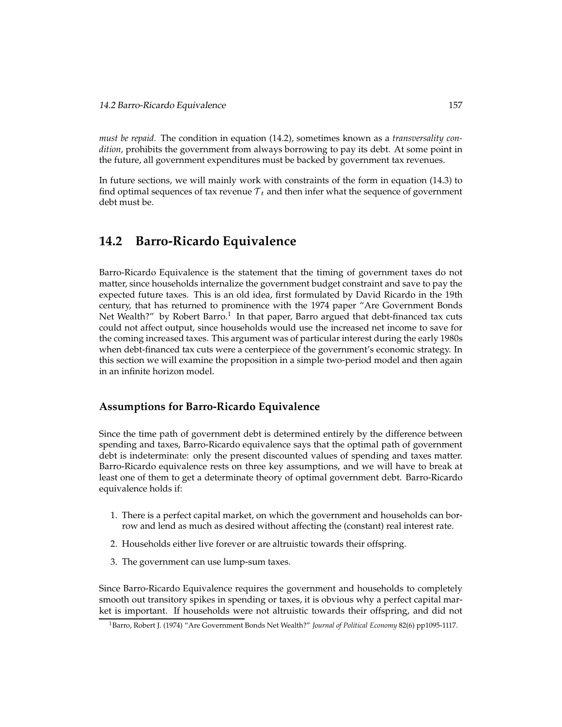*must be repaid.* The condition in equation (14.2), sometimes known as a *transversality condition,* prohibits the government from always borrowing to pay its debt. At some point in the future, all government expenditures must be backed by government tax revenues.

In future sections, we will mainly work with constraints of the form in equation (14.3) to find optimal sequences of tax revenue $\mathcal{T}_t$ and then infer what the sequence of government debt must be.

## 14.2 Barro-Ricardo Equivalence

Barro-Ricardo Equivalence is the statement that the timing of government taxes do not matter, since households internalize the government budget constraint and save to pay the expected future taxes. This is an old idea, first formulated by David Ricardo in the 19th century, that has returned to prominence with the 1974 paper "Are Government Bonds Net Wealth?" by Robert Barro.[1] In that paper, Barro argued that debt-financed tax cuts could not affect output, since households would use the increased net income to save for the coming increased taxes. This argument was of particular interest during the early 1980s when debt-financed tax cuts were a centerpiece of the government's economic strategy. In this section we will examine the proposition in a simple two-period model and then again in an infinite horizon model.

### Assumptions for Barro-Ricardo Equivalence

Since the time path of government debt is determined entirely by the difference between spending and taxes, Barro-Ricardo equivalence says that the optimal path of government debt is indeterminate: only the present discounted values of spending and taxes matter. Barro-Ricardo equivalence rests on three key assumptions, and we will have to break at least one of them to get a determinate theory of optimal government debt. Barro-Ricardo equivalence holds if:

1. There is a perfect capital market, on which the government and households can borrow and lend as much as desired without affecting the (constant) real interest rate.
2. Households either live forever or are altruistic towards their offspring.
3. The government can use lump-sum taxes.

Since Barro-Ricardo Equivalence requires the government and households to completely smooth out transitory spikes in spending or taxes, it is obvious why a perfect capital market is important. If households were not altruistic towards their offspring, and did not

[1] Barro, Robert J. (1974) "Are Government Bonds Net Wealth?" *Journal of Political Economy* 82(6) pp1095-1117.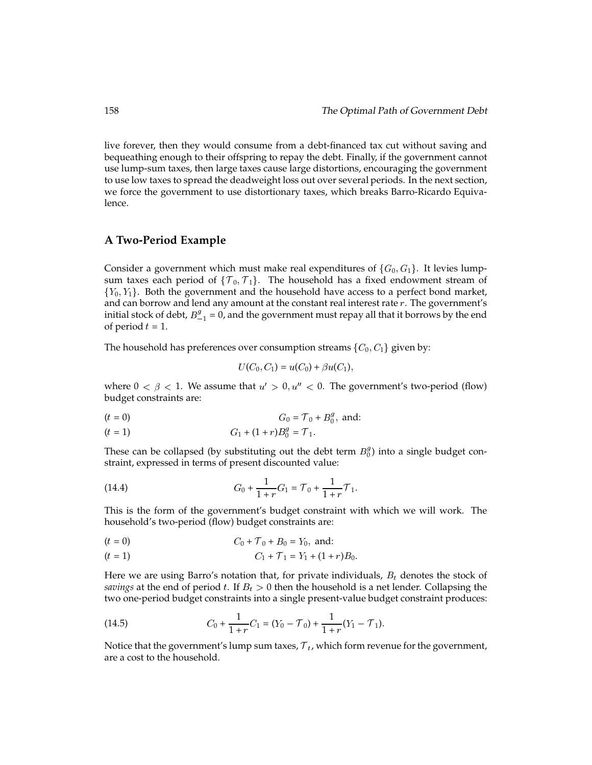live forever, then they would consume from a debt-financed tax cut without saving and bequeathing enough to their offspring to repay the debt. Finally, if the government cannot use lump-sum taxes, then large taxes cause large distortions, encouraging the government to use low taxes to spread the deadweight loss out over several periods. In the next section, we force the government to use distortionary taxes, which breaks Barro-Ricardo Equivalence.

## A Two-Period Example

Consider a government which must make real expenditures of $\{G_0, G_1\}$. It levies lump-sum taxes each period of $\{\mathcal{T}_0, \mathcal{T}_1\}$. The household has a fixed endowment stream of $\{Y_0, Y_1\}$. Both the government and the household have access to a perfect bond market, and can borrow and lend any amount at the constant real interest rate $r$. The government's initial stock of debt, $B^g_{-1} = 0$, and the government must repay all that it borrows by the end of period $t = 1$.

The household has preferences over consumption streams $\{C_0, C_1\}$ given by:

$$U(C_0, C_1) = u(C_0) + \beta u(C_1),$$

where $0 < \beta < 1$. We assume that $u' > 0, u'' < 0$. The government's two-period (flow) budget constraints are:

$$(t = 0) \qquad G_0 = \mathcal{T}_0 + B^g_0, \text{ and:}$$

$$(t = 1) \qquad G_1 + (1 + r)B^g_0 = \mathcal{T}_1.$$

These can be collapsed (by substituting out the debt term $B^g_0$) into a single budget constraint, expressed in terms of present discounted value:

$$G_0 + \frac{1}{1+r}G_1 = \mathcal{T}_0 + \frac{1}{1+r}\mathcal{T}_1. \tag{14.4}$$

This is the form of the government's budget constraint with which we will work. The household's two-period (flow) budget constraints are:

$$(t = 0) \qquad C_0 + \mathcal{T}_0 + B_0 = Y_0, \text{ and:}$$

$$(t = 1) \qquad C_1 + \mathcal{T}_1 = Y_1 + (1 + r)B_0.$$

Here we are using Barro's notation that, for private individuals, $B_t$ denotes the stock of *savings* at the end of period $t$. If $B_t > 0$ then the household is a net lender. Collapsing the two one-period budget constraints into a single present-value budget constraint produces:

$$C_0 + \frac{1}{1+r}C_1 = (Y_0 - \mathcal{T}_0) + \frac{1}{1+r}(Y_1 - \mathcal{T}_1). \tag{14.5}$$

Notice that the government's lump sum taxes, $\mathcal{T}_t$, which form revenue for the government, are a cost to the household.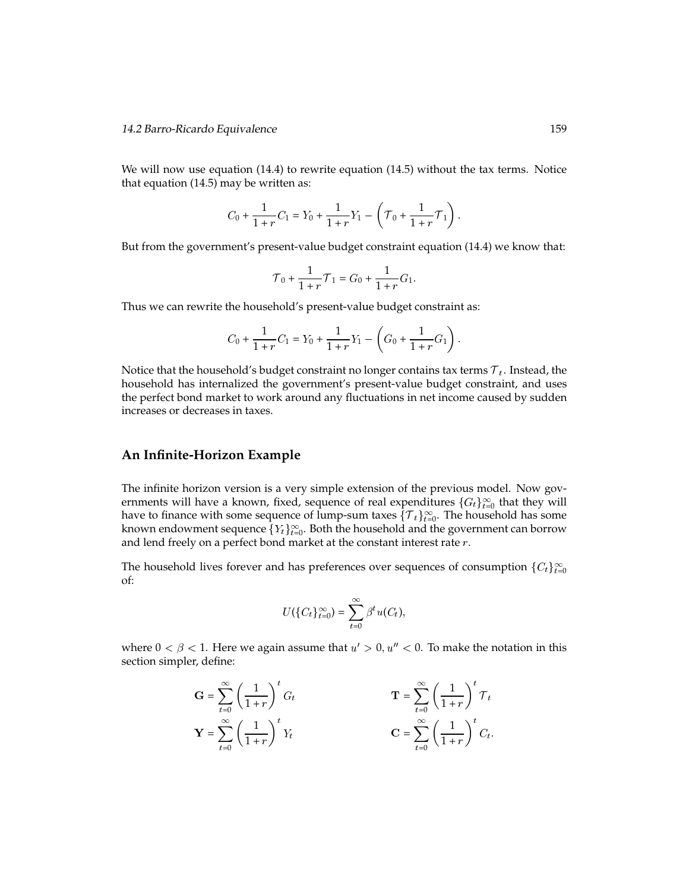We will now use equation (14.4) to rewrite equation (14.5) without the tax terms. Notice that equation (14.5) may be written as:

$$C_0 + \frac{1}{1+r}C_1 = Y_0 + \frac{1}{1+r}Y_1 - \left(\mathcal{T}_0 + \frac{1}{1+r}\mathcal{T}_1\right).$$

But from the government's present-value budget constraint equation (14.4) we know that:

$$\mathcal{T}_0 + \frac{1}{1+r}\mathcal{T}_1 = G_0 + \frac{1}{1+r}G_1.$$

Thus we can rewrite the household's present-value budget constraint as:

$$C_0 + \frac{1}{1+r}C_1 = Y_0 + \frac{1}{1+r}Y_1 - \left(G_0 + \frac{1}{1+r}G_1\right).$$

Notice that the household's budget constraint no longer contains tax terms $\mathcal{T}_t$. Instead, the household has internalized the government's present-value budget constraint, and uses the perfect bond market to work around any fluctuations in net income caused by sudden increases or decreases in taxes.

## An Infinite-Horizon Example

The infinite horizon version is a very simple extension of the previous model. Now governments will have a known, fixed, sequence of real expenditures $\{G_t\}_{t=0}^{\infty}$ that they will have to finance with some sequence of lump-sum taxes $\{\mathcal{T}_t\}_{t=0}^{\infty}$. The household has some known endowment sequence $\{Y_t\}_{t=0}^{\infty}$. Both the household and the government can borrow and lend freely on a perfect bond market at the constant interest rate $r$.

The household lives forever and has preferences over sequences of consumption $\{C_t\}_{t=0}^{\infty}$ of:

$$U(\{C_t\}_{t=0}^{\infty}) = \sum_{t=0}^{\infty} \beta^t u(C_t),$$

where $0 < \beta < 1$. Here we again assume that $u' > 0, u'' < 0$. To make the notation in this section simpler, define:

$$\mathbf{G} = \sum_{t=0}^{\infty} \left(\frac{1}{1+r}\right)^t G_t \qquad \mathbf{T} = \sum_{t=0}^{\infty} \left(\frac{1}{1+r}\right)^t \mathcal{T}_t$$

$$\mathbf{Y} = \sum_{t=0}^{\infty} \left(\frac{1}{1+r}\right)^t Y_t \qquad \mathbf{C} = \sum_{t=0}^{\infty} \left(\frac{1}{1+r}\right)^t C_t.$$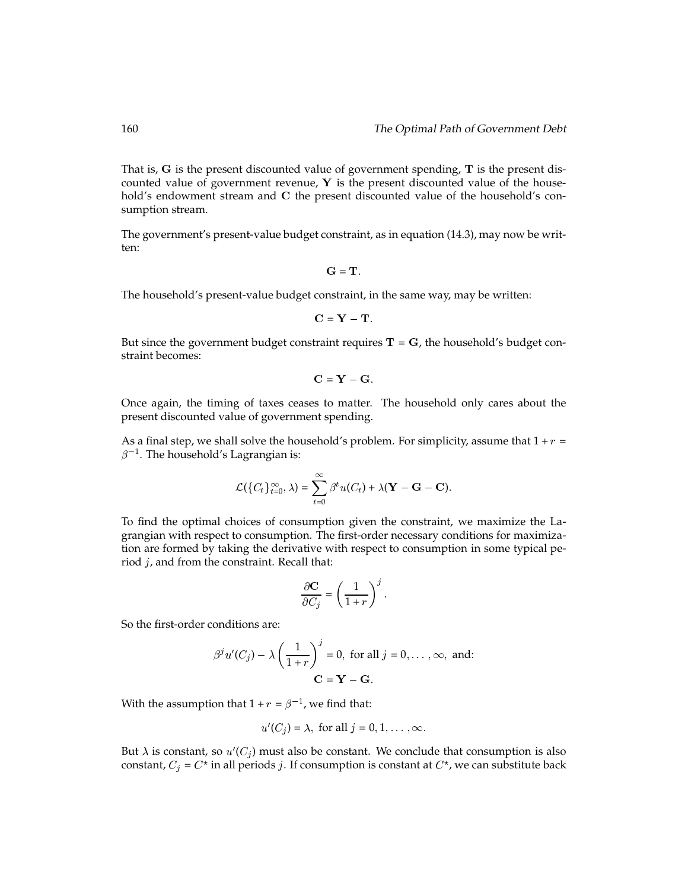That is, $\mathbf{G}$ is the present discounted value of government spending, $\mathbf{T}$ is the present discounted value of government revenue, $\mathbf{Y}$ is the present discounted value of the household's endowment stream and $\mathbf{C}$ the present discounted value of the household's consumption stream.

The government's present-value budget constraint, as in equation (14.3), may now be written:

$$\mathbf{G} = \mathbf{T}.$$

The household's present-value budget constraint, in the same way, may be written:

$$\mathbf{C} = \mathbf{Y} - \mathbf{T}.$$

But since the government budget constraint requires $\mathbf{T} = \mathbf{G}$, the household's budget constraint becomes:

$$\mathbf{C} = \mathbf{Y} - \mathbf{G}.$$

Once again, the timing of taxes ceases to matter. The household only cares about the present discounted value of government spending.

As a final step, we shall solve the household's problem. For simplicity, assume that $1 + r = \beta^{-1}$. The household's Lagrangian is:

$$\mathcal{L}(\{C_t\}_{t=0}^{\infty}, \lambda) = \sum_{t=0}^{\infty} \beta^t u(C_t) + \lambda(\mathbf{Y} - \mathbf{G} - \mathbf{C}).$$

To find the optimal choices of consumption given the constraint, we maximize the Lagrangian with respect to consumption. The first-order necessary conditions for maximization are formed by taking the derivative with respect to consumption in some typical period $j$, and from the constraint. Recall that:

$$\frac{\partial \mathbf{C}}{\partial C_j} = \left(\frac{1}{1+r}\right)^j.$$

So the first-order conditions are:

$$\beta^j u'(C_j) - \lambda \left(\frac{1}{1+r}\right)^j = 0, \text{ for all } j = 0, \ldots, \infty, \text{ and:}$$

$$\mathbf{C} = \mathbf{Y} - \mathbf{G}.$$

With the assumption that $1 + r = \beta^{-1}$, we find that:

$$u'(C_j) = \lambda, \text{ for all } j = 0, 1, \ldots, \infty.$$

But $\lambda$ is constant, so $u'(C_j)$ must also be constant. We conclude that consumption is also constant, $C_j = C^{\star}$ in all periods $j$. If consumption is constant at $C^{\star}$, we can substitute back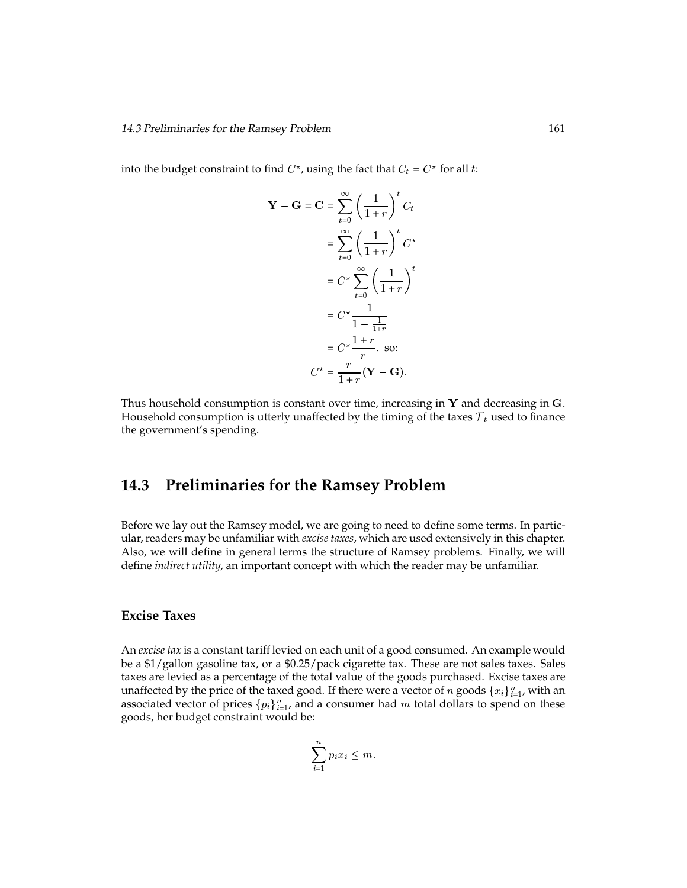into the budget constraint to find $C^\star$, using the fact that $C_t = C^\star$ for all $t$:

$$
\begin{aligned}
\mathbf{Y} - \mathbf{G} = \mathbf{C} &= \sum_{t=0}^{\infty} \left( \frac{1}{1+r} \right)^t C_t \\
&= \sum_{t=0}^{\infty} \left( \frac{1}{1+r} \right)^t C^\star \\
&= C^\star \sum_{t=0}^{\infty} \left( \frac{1}{1+r} \right)^t \\
&= C^\star \frac{1}{1 - \frac{1}{1+r}} \\
&= C^\star \frac{1+r}{r}, \text{ so:} \\
C^\star &= \frac{r}{1+r}(\mathbf{Y} - \mathbf{G}).
\end{aligned}
$$

Thus household consumption is constant over time, increasing in $\mathbf{Y}$ and decreasing in $\mathbf{G}$. Household consumption is utterly unaffected by the timing of the taxes $\mathcal{T}_t$ used to finance the government's spending.

## 14.3 Preliminaries for the Ramsey Problem

Before we lay out the Ramsey model, we are going to need to define some terms. In particular, readers may be unfamiliar with *excise taxes*, which are used extensively in this chapter. Also, we will define in general terms the structure of Ramsey problems. Finally, we will define *indirect utility*, an important concept with which the reader may be unfamiliar.

### Excise Taxes

An *excise tax* is a constant tariff levied on each unit of a good consumed. An example would be a $1/gallon gasoline tax, or a $0.25/pack cigarette tax. These are not sales taxes. Sales taxes are levied as a percentage of the total value of the goods purchased. Excise taxes are unaffected by the price of the taxed good. If there were a vector of $n$ goods $\{x_i\}_{i=1}^n$, with an associated vector of prices $\{p_i\}_{i=1}^n$, and a consumer had $m$ total dollars to spend on these goods, her budget constraint would be:

$$
\sum_{i=1}^{n} p_i x_i \leq m.
$$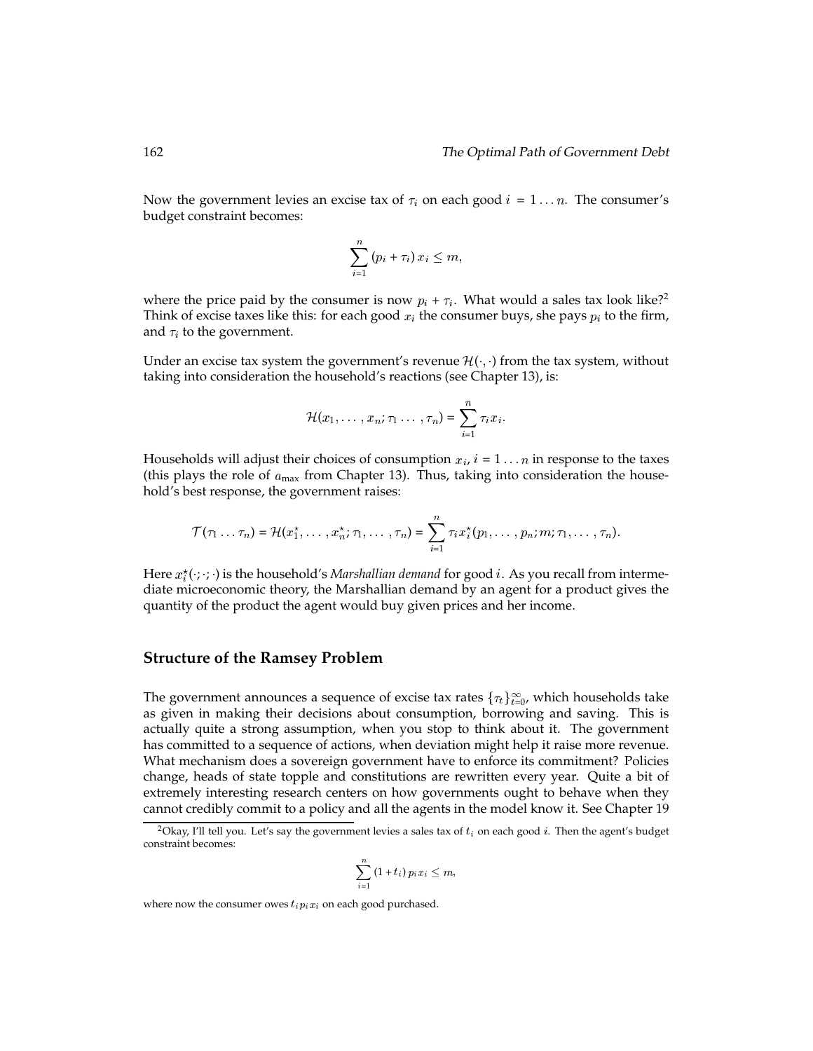Now the government levies an excise tax of $\tau_i$ on each good $i = 1 \ldots n$. The consumer's budget constraint becomes:

$$\sum_{i=1}^{n} (p_i + \tau_i)\, x_i \leq m,$$

where the price paid by the consumer is now $p_i + \tau_i$. What would a sales tax look like?[2] Think of excise taxes like this: for each good $x_i$ the consumer buys, she pays $p_i$ to the firm, and $\tau_i$ to the government.

Under an excise tax system the government's revenue $\mathcal{H}(\cdot, \cdot)$ from the tax system, without taking into consideration the household's reactions (see Chapter 13), is:

$$\mathcal{H}(x_1, \ldots, x_n; \tau_1 \ldots, \tau_n) = \sum_{i=1}^{n} \tau_i x_i.$$

Households will adjust their choices of consumption $x_i$, $i = 1 \ldots n$ in response to the taxes (this plays the role of $a_{\max}$ from Chapter 13). Thus, taking into consideration the household's best response, the government raises:

$$\mathcal{T}(\tau_1 \ldots \tau_n) = \mathcal{H}(x_1^\star, \ldots, x_n^\star; \tau_1, \ldots, \tau_n) = \sum_{i=1}^{n} \tau_i x_i^\star(p_1, \ldots, p_n; m; \tau_1, \ldots, \tau_n).$$

Here $x_i^\star(\cdot;\cdot;\cdot)$ is the household's *Marshallian demand* for good $i$. As you recall from intermediate microeconomic theory, the Marshallian demand by an agent for a product gives the quantity of the product the agent would buy given prices and her income.

## Structure of the Ramsey Problem

The government announces a sequence of excise tax rates $\{\tau_t\}_{t=0}^{\infty}$, which households take as given in making their decisions about consumption, borrowing and saving. This is actually quite a strong assumption, when you stop to think about it. The government has committed to a sequence of actions, when deviation might help it raise more revenue. What mechanism does a sovereign government have to enforce its commitment? Policies change, heads of state topple and constitutions are rewritten every year. Quite a bit of extremely interesting research centers on how governments ought to behave when they cannot credibly commit to a policy and all the agents in the model know it. See Chapter 19

[2] Okay, I'll tell you. Let's say the government levies a sales tax of $t_i$ on each good $i$. Then the agent's budget constraint becomes:

$$\sum_{i=1}^{n} (1 + t_i)\, p_i x_i \leq m,$$

where now the consumer owes $t_i p_i x_i$ on each good purchased.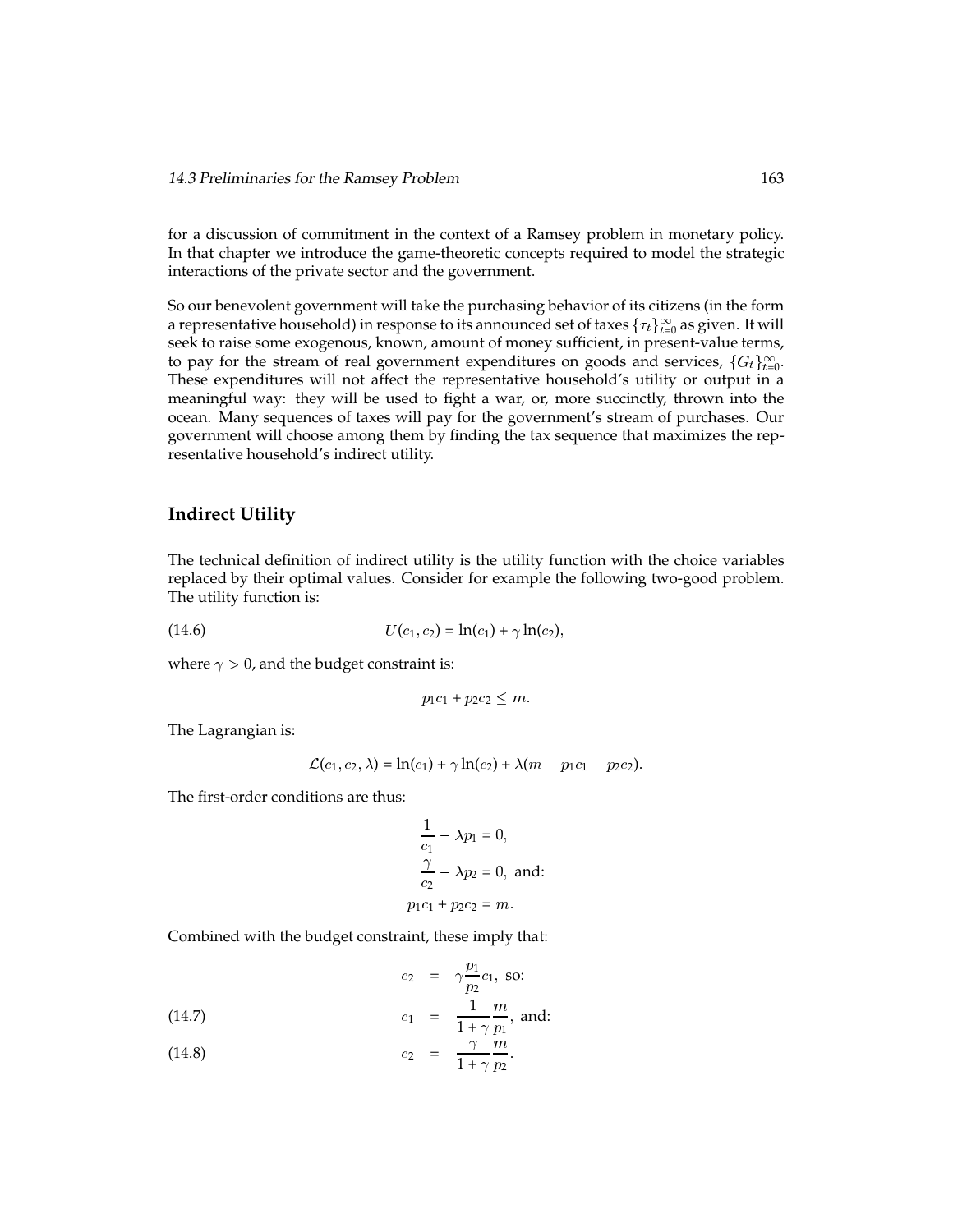for a discussion of commitment in the context of a Ramsey problem in monetary policy. In that chapter we introduce the game-theoretic concepts required to model the strategic interactions of the private sector and the government.

So our benevolent government will take the purchasing behavior of its citizens (in the form a representative household) in response to its announced set of taxes $\{\tau_t\}_{t=0}^{\infty}$ as given. It will seek to raise some exogenous, known, amount of money sufficient, in present-value terms, to pay for the stream of real government expenditures on goods and services, $\{G_t\}_{t=0}^{\infty}$. These expenditures will not affect the representative household's utility or output in a meaningful way: they will be used to fight a war, or, more succinctly, thrown into the ocean. Many sequences of taxes will pay for the government's stream of purchases. Our government will choose among them by finding the tax sequence that maximizes the representative household's indirect utility.

## Indirect Utility

The technical definition of indirect utility is the utility function with the choice variables replaced by their optimal values. Consider for example the following two-good problem. The utility function is:

$$U(c_1, c_2) = \ln(c_1) + \gamma \ln(c_2), \tag{14.6}$$

where $\gamma > 0$, and the budget constraint is:

$$p_1 c_1 + p_2 c_2 \leq m.$$

The Lagrangian is:

$$\mathcal{L}(c_1, c_2, \lambda) = \ln(c_1) + \gamma \ln(c_2) + \lambda(m - p_1 c_1 - p_2 c_2).$$

The first-order conditions are thus:

$$\begin{aligned}
\frac{1}{c_1} - \lambda p_1 &= 0, \\
\frac{\gamma}{c_2} - \lambda p_2 &= 0, \text{ and:} \\
p_1 c_1 + p_2 c_2 &= m.
\end{aligned}$$

Combined with the budget constraint, these imply that:

$$\begin{aligned}
c_2 &= \gamma \frac{p_1}{p_2} c_1, \text{ so:} \\
c_1 &= \frac{1}{1+\gamma} \frac{m}{p_1}, \text{ and:} \qquad (14.7) \\
c_2 &= \frac{\gamma}{1+\gamma} \frac{m}{p_2}. \qquad (14.8)
\end{aligned}$$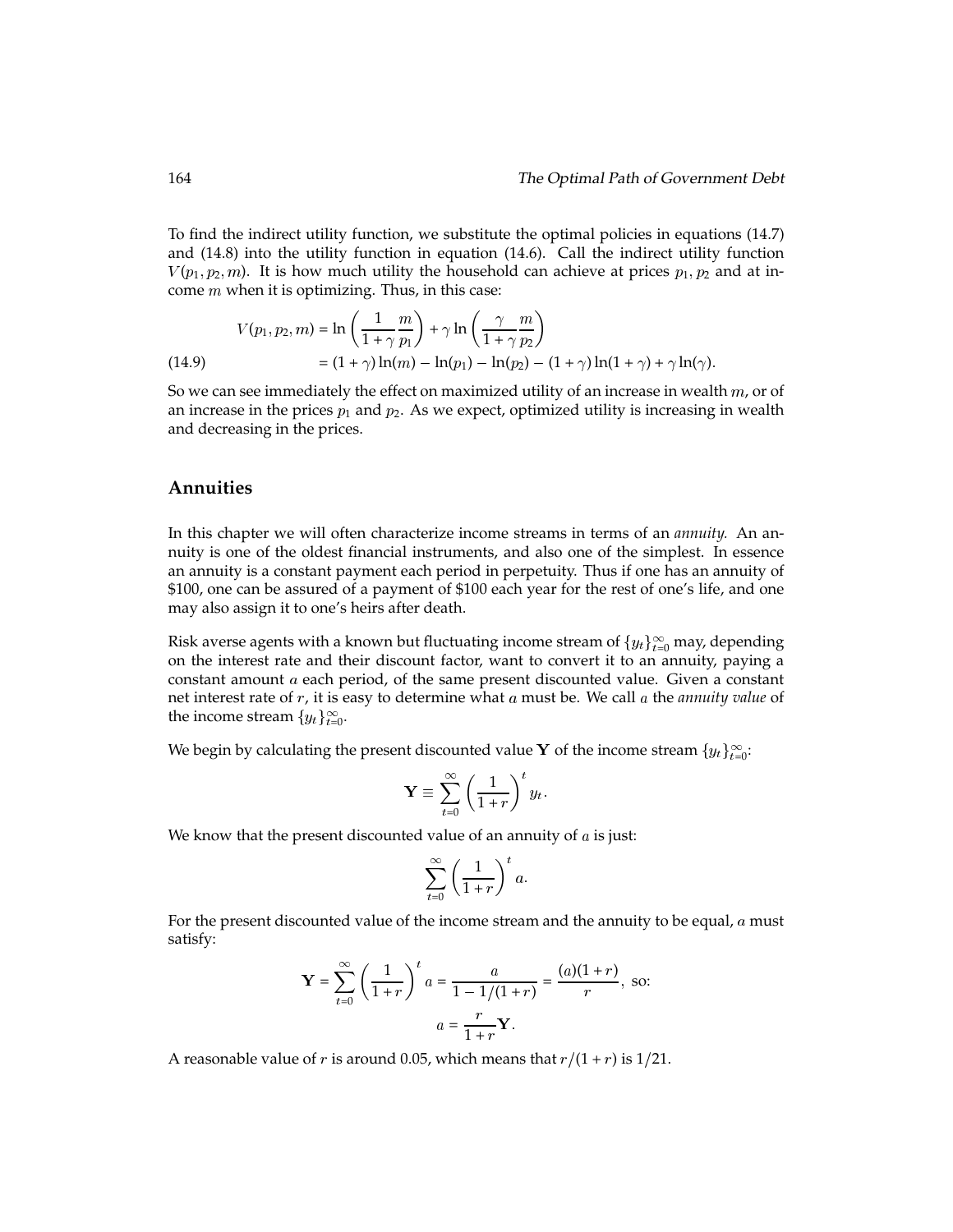To find the indirect utility function, we substitute the optimal policies in equations (14.7) and (14.8) into the utility function in equation (14.6). Call the indirect utility function $V(p_1, p_2, m)$. It is how much utility the household can achieve at prices $p_1, p_2$ and at income $m$ when it is optimizing. Thus, in this case:

$$
\begin{aligned}
V(p_1, p_2, m) &= \ln\left(\frac{1}{1+\gamma}\frac{m}{p_1}\right) + \gamma \ln\left(\frac{\gamma}{1+\gamma}\frac{m}{p_2}\right) \\
&= (1+\gamma)\ln(m) - \ln(p_1) - \ln(p_2) - (1+\gamma)\ln(1+\gamma) + \gamma \ln(\gamma).
\end{aligned}
\tag{14.9}
$$

So we can see immediately the effect on maximized utility of an increase in wealth $m$, or of an increase in the prices $p_1$ and $p_2$. As we expect, optimized utility is increasing in wealth and decreasing in the prices.

## Annuities

In this chapter we will often characterize income streams in terms of an *annuity.* An annuity is one of the oldest financial instruments, and also one of the simplest. In essence an annuity is a constant payment each period in perpetuity. Thus if one has an annuity of \$100, one can be assured of a payment of \$100 each year for the rest of one's life, and one may also assign it to one's heirs after death.

Risk averse agents with a known but fluctuating income stream of $\{y_t\}_{t=0}^{\infty}$ may, depending on the interest rate and their discount factor, want to convert it to an annuity, paying a constant amount $a$ each period, of the same present discounted value. Given a constant net interest rate of $r$, it is easy to determine what $a$ must be. We call $a$ the *annuity value* of the income stream $\{y_t\}_{t=0}^{\infty}$.

We begin by calculating the present discounted value $\mathbf{Y}$ of the income stream $\{y_t\}_{t=0}^{\infty}$:

$$
\mathbf{Y} \equiv \sum_{t=0}^{\infty} \left(\frac{1}{1+r}\right)^t y_t.
$$

We know that the present discounted value of an annuity of $a$ is just:

$$
\sum_{t=0}^{\infty} \left(\frac{1}{1+r}\right)^t a.
$$

For the present discounted value of the income stream and the annuity to be equal, $a$ must satisfy:

$$
\mathbf{Y} = \sum_{t=0}^{\infty} \left(\frac{1}{1+r}\right)^t a = \frac{a}{1 - 1/(1+r)} = \frac{(a)(1+r)}{r}, \text{ so:}
$$

$$
a = \frac{r}{1+r}\mathbf{Y}.
$$

A reasonable value of $r$ is around 0.05, which means that $r/(1+r)$ is $1/21$.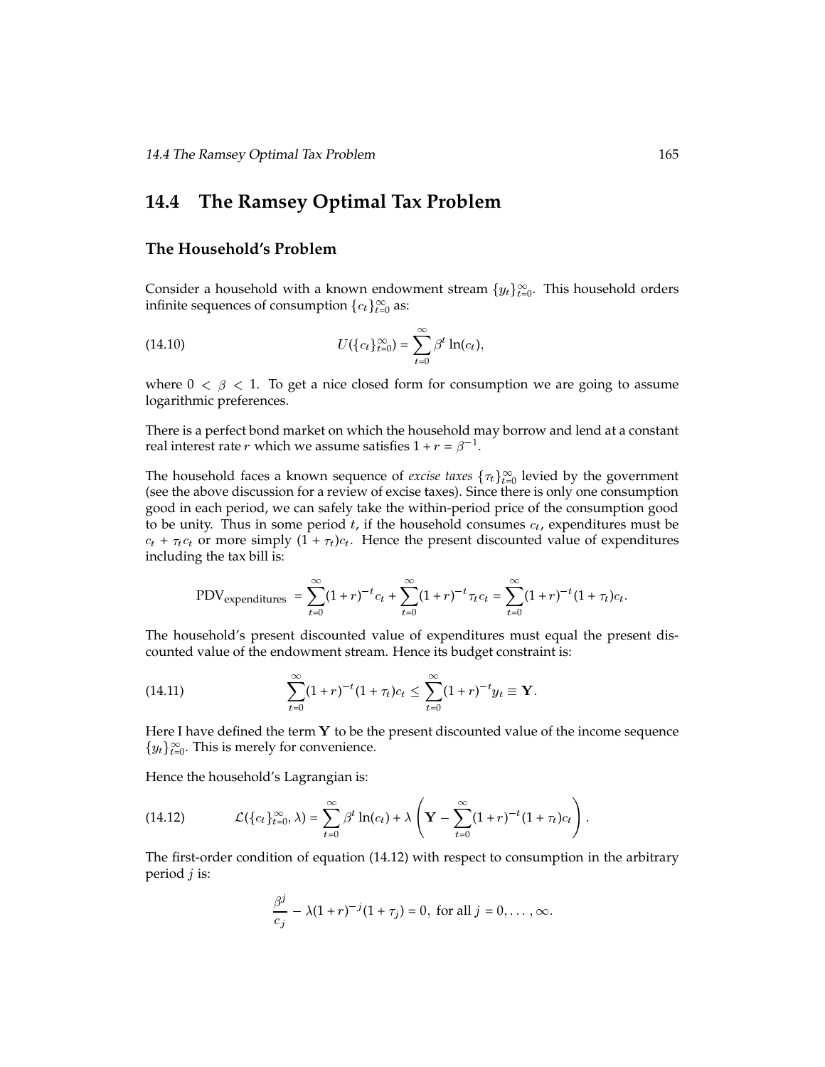## 14.4 The Ramsey Optimal Tax Problem

### The Household's Problem

Consider a household with a known endowment stream $\{y_t\}_{t=0}^{\infty}$. This household orders infinite sequences of consumption $\{c_t\}_{t=0}^{\infty}$ as:

$$U(\{c_t\}_{t=0}^{\infty}) = \sum_{t=0}^{\infty} \beta^t \ln(c_t), \tag{14.10}$$

where $0 < \beta < 1$. To get a nice closed form for consumption we are going to assume logarithmic preferences.

There is a perfect bond market on which the household may borrow and lend at a constant real interest rate $r$ which we assume satisfies $1 + r = \beta^{-1}$.

The household faces a known sequence of *excise taxes* $\{\tau_t\}_{t=0}^{\infty}$ levied by the government (see the above discussion for a review of excise taxes). Since there is only one consumption good in each period, we can safely take the within-period price of the consumption good to be unity. Thus in some period $t$, if the household consumes $c_t$, expenditures must be $c_t + \tau_t c_t$ or more simply $(1 + \tau_t)c_t$. Hence the present discounted value of expenditures including the tax bill is:

$$\text{PDV}_{\text{expenditures}} = \sum_{t=0}^{\infty}(1+r)^{-t} c_t + \sum_{t=0}^{\infty}(1+r)^{-t} \tau_t c_t = \sum_{t=0}^{\infty}(1+r)^{-t}(1+\tau_t)c_t.$$

The household's present discounted value of expenditures must equal the present discounted value of the endowment stream. Hence its budget constraint is:

$$\sum_{t=0}^{\infty}(1+r)^{-t}(1+\tau_t)c_t \leq \sum_{t=0}^{\infty}(1+r)^{-t} y_t \equiv \mathbf{Y}. \tag{14.11}$$

Here I have defined the term $\mathbf{Y}$ to be the present discounted value of the income sequence $\{y_t\}_{t=0}^{\infty}$. This is merely for convenience.

Hence the household's Lagrangian is:

$$\mathcal{L}(\{c_t\}_{t=0}^{\infty}, \lambda) = \sum_{t=0}^{\infty} \beta^t \ln(c_t) + \lambda \left( \mathbf{Y} - \sum_{t=0}^{\infty}(1+r)^{-t}(1+\tau_t)c_t \right). \tag{14.12}$$

The first-order condition of equation (14.12) with respect to consumption in the arbitrary period $j$ is:

$$\frac{\beta^j}{c_j} - \lambda(1+r)^{-j}(1+\tau_j) = 0, \text{ for all } j = 0, \ldots, \infty.$$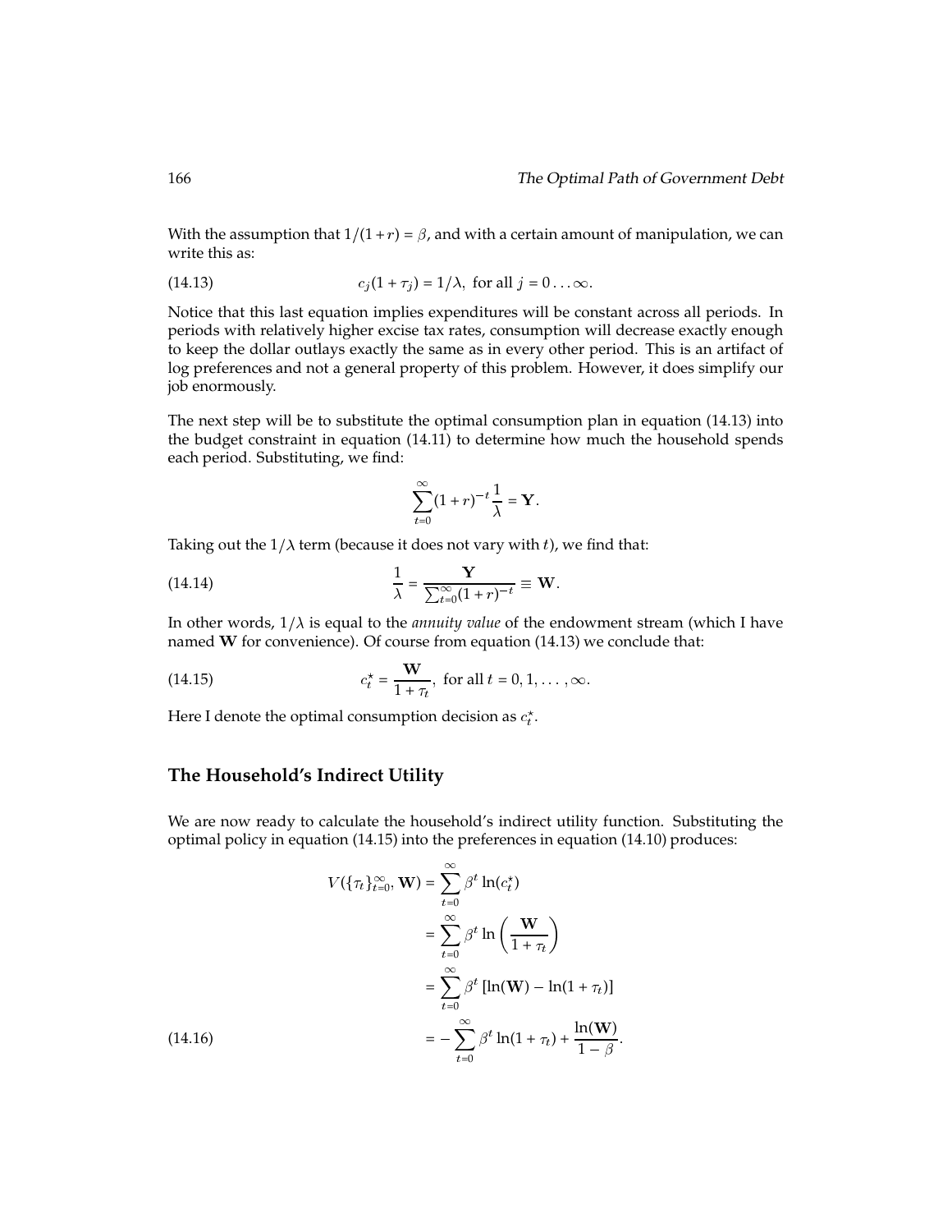With the assumption that $1/(1+r) = \beta$, and with a certain amount of manipulation, we can write this as:

$$c_j(1+\tau_j) = 1/\lambda, \text{ for all } j = 0 \ldots \infty. \tag{14.13}$$

Notice that this last equation implies expenditures will be constant across all periods. In periods with relatively higher excise tax rates, consumption will decrease exactly enough to keep the dollar outlays exactly the same as in every other period. This is an artifact of log preferences and not a general property of this problem. However, it does simplify our job enormously.

The next step will be to substitute the optimal consumption plan in equation (14.13) into the budget constraint in equation (14.11) to determine how much the household spends each period. Substituting, we find:

$$\sum_{t=0}^{\infty}(1+r)^{-t}\frac{1}{\lambda} = \mathbf{Y}.$$

Taking out the $1/\lambda$ term (because it does not vary with $t$), we find that:

$$\frac{1}{\lambda} = \frac{\mathbf{Y}}{\sum_{t=0}^{\infty}(1+r)^{-t}} \equiv \mathbf{W}. \tag{14.14}$$

In other words, $1/\lambda$ is equal to the *annuity value* of the endowment stream (which I have named $\mathbf{W}$ for convenience). Of course from equation (14.13) we conclude that:

$$c_t^{\star} = \frac{\mathbf{W}}{1+\tau_t}, \text{ for all } t = 0, 1, \ldots, \infty. \tag{14.15}$$

Here I denote the optimal consumption decision as $c_t^{\star}$.

## The Household's Indirect Utility

We are now ready to calculate the household's indirect utility function. Substituting the optimal policy in equation (14.15) into the preferences in equation (14.10) produces:

$$\begin{aligned}
V(\{\tau_t\}_{t=0}^{\infty}, \mathbf{W}) &= \sum_{t=0}^{\infty}\beta^t \ln(c_t^{\star}) \\
&= \sum_{t=0}^{\infty}\beta^t \ln\left(\frac{\mathbf{W}}{1+\tau_t}\right) \\
&= \sum_{t=0}^{\infty}\beta^t \left[\ln(\mathbf{W}) - \ln(1+\tau_t)\right] \\
&= -\sum_{t=0}^{\infty}\beta^t \ln(1+\tau_t) + \frac{\ln(\mathbf{W})}{1-\beta}.
\end{aligned} \tag{14.16}$$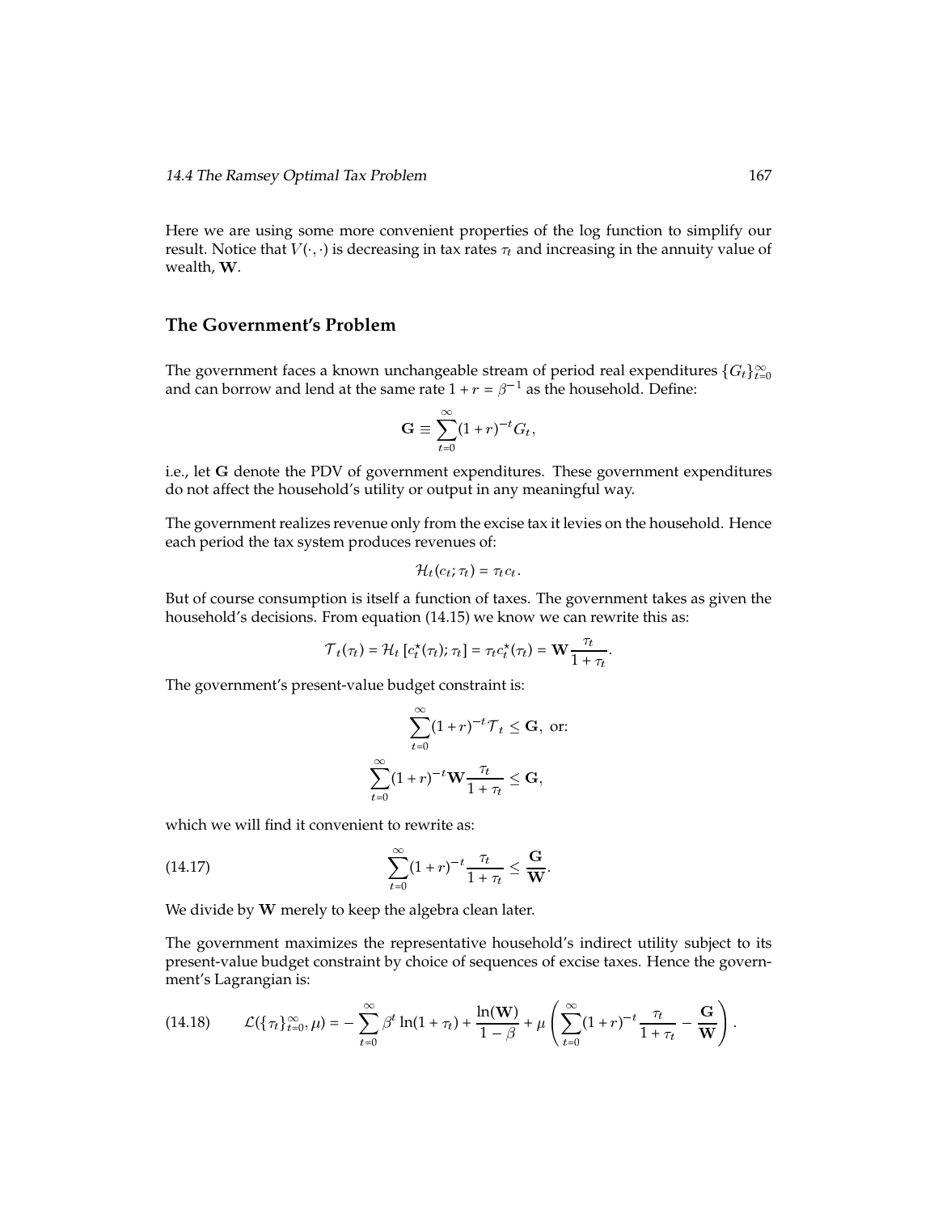Here we are using some more convenient properties of the log function to simplify our result. Notice that $V(\cdot,\cdot)$ is decreasing in tax rates $\tau_t$ and increasing in the annuity value of wealth, $\mathbf{W}$.

## The Government's Problem

The government faces a known unchangeable stream of period real expenditures $\{G_t\}_{t=0}^{\infty}$ and can borrow and lend at the same rate $1+r=\beta^{-1}$ as the household. Define:

$$\mathbf{G} \equiv \sum_{t=0}^{\infty}(1+r)^{-t}G_t,$$

i.e., let $\mathbf{G}$ denote the PDV of government expenditures. These government expenditures do not affect the household's utility or output in any meaningful way.

The government realizes revenue only from the excise tax it levies on the household. Hence each period the tax system produces revenues of:

$$\mathcal{H}_t(c_t;\tau_t) = \tau_t c_t.$$

But of course consumption is itself a function of taxes. The government takes as given the household's decisions. From equation (14.15) we know we can rewrite this as:

$$\mathcal{T}_t(\tau_t) = \mathcal{H}_t\left[c_t^{\star}(\tau_t);\tau_t\right] = \tau_t c_t^{\star}(\tau_t) = \mathbf{W}\frac{\tau_t}{1+\tau_t}.$$

The government's present-value budget constraint is:

$$\sum_{t=0}^{\infty}(1+r)^{-t}\mathcal{T}_t \leq \mathbf{G}, \text{ or:}$$

$$\sum_{t=0}^{\infty}(1+r)^{-t}\mathbf{W}\frac{\tau_t}{1+\tau_t} \leq \mathbf{G},$$

which we will find it convenient to rewrite as:

$$\sum_{t=0}^{\infty}(1+r)^{-t}\frac{\tau_t}{1+\tau_t} \leq \frac{\mathbf{G}}{\mathbf{W}}. \tag{14.17}$$

We divide by $\mathbf{W}$ merely to keep the algebra clean later.

The government maximizes the representative household's indirect utility subject to its present-value budget constraint by choice of sequences of excise taxes. Hence the government's Lagrangian is:

$$\mathcal{L}(\{\tau_t\}_{t=0}^{\infty},\mu) = -\sum_{t=0}^{\infty}\beta^t\ln(1+\tau_t) + \frac{\ln(\mathbf{W})}{1-\beta} + \mu\left(\sum_{t=0}^{\infty}(1+r)^{-t}\frac{\tau_t}{1+\tau_t} - \frac{\mathbf{G}}{\mathbf{W}}\right). \tag{14.18}$$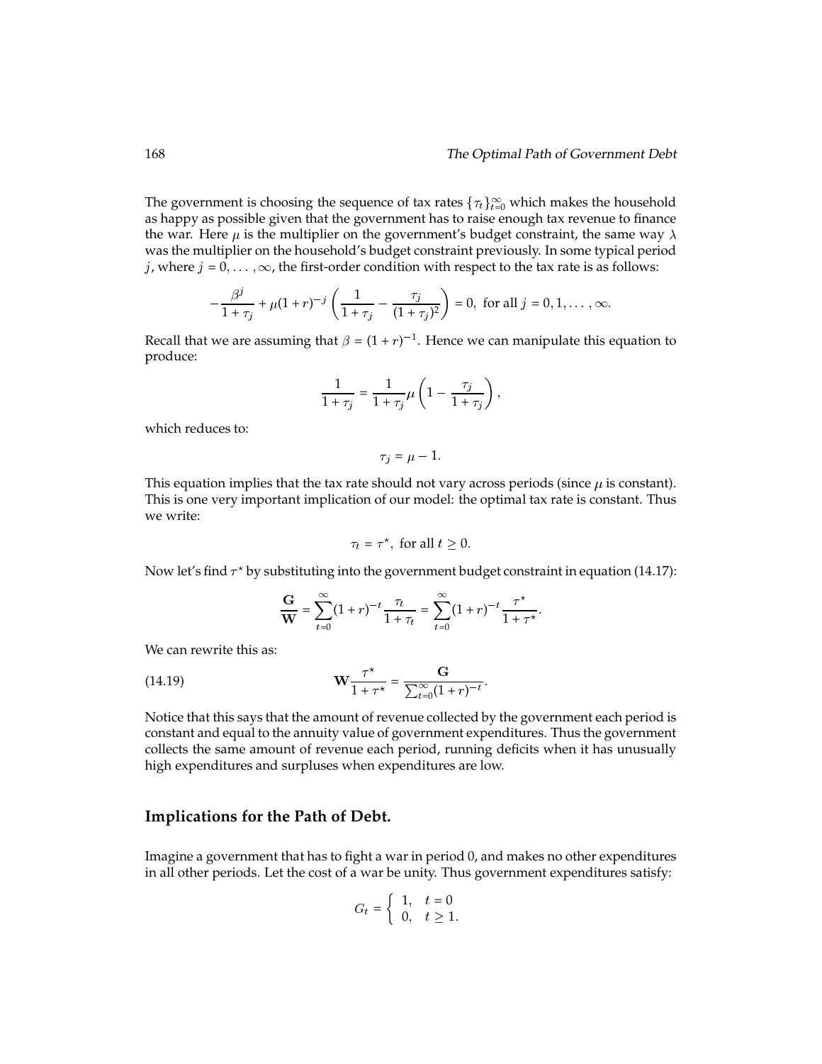The government is choosing the sequence of tax rates $\{\tau_t\}_{t=0}^{\infty}$ which makes the household as happy as possible given that the government has to raise enough tax revenue to finance the war. Here $\mu$ is the multiplier on the government's budget constraint, the same way $\lambda$ was the multiplier on the household's budget constraint previously. In some typical period $j$, where $j = 0, \ldots, \infty$, the first-order condition with respect to the tax rate is as follows:

$$-\frac{\beta^j}{1+\tau_j} + \mu(1+r)^{-j}\left(\frac{1}{1+\tau_j} - \frac{\tau_j}{(1+\tau_j)^2}\right) = 0, \text{ for all } j = 0, 1, \ldots, \infty.$$

Recall that we are assuming that $\beta = (1+r)^{-1}$. Hence we can manipulate this equation to produce:

$$\frac{1}{1+\tau_j} = \frac{1}{1+\tau_j}\mu\left(1 - \frac{\tau_j}{1+\tau_j}\right),$$

which reduces to:

$$\tau_j = \mu - 1.$$

This equation implies that the tax rate should not vary across periods (since $\mu$ is constant). This is one very important implication of our model: the optimal tax rate is constant. Thus we write:

$$\tau_t = \tau^{\star}, \text{ for all } t \geq 0.$$

Now let's find $\tau^{\star}$ by substituting into the government budget constraint in equation (14.17):

$$\frac{\mathbf{G}}{\mathbf{W}} = \sum_{t=0}^{\infty}(1+r)^{-t}\frac{\tau_t}{1+\tau_t} = \sum_{t=0}^{\infty}(1+r)^{-t}\frac{\tau^{\star}}{1+\tau^{\star}}.$$

We can rewrite this as:

$$\mathbf{W}\frac{\tau^{\star}}{1+\tau^{\star}} = \frac{\mathbf{G}}{\sum_{t=0}^{\infty}(1+r)^{-t}}. \tag{14.19}$$

Notice that this says that the amount of revenue collected by the government each period is constant and equal to the annuity value of government expenditures. Thus the government collects the same amount of revenue each period, running deficits when it has unusually high expenditures and surpluses when expenditures are low.

## Implications for the Path of Debt.

Imagine a government that has to fight a war in period 0, and makes no other expenditures in all other periods. Let the cost of a war be unity. Thus government expenditures satisfy:

$$G_t = \begin{cases} 1, & t = 0 \\ 0, & t \geq 1. \end{cases}$$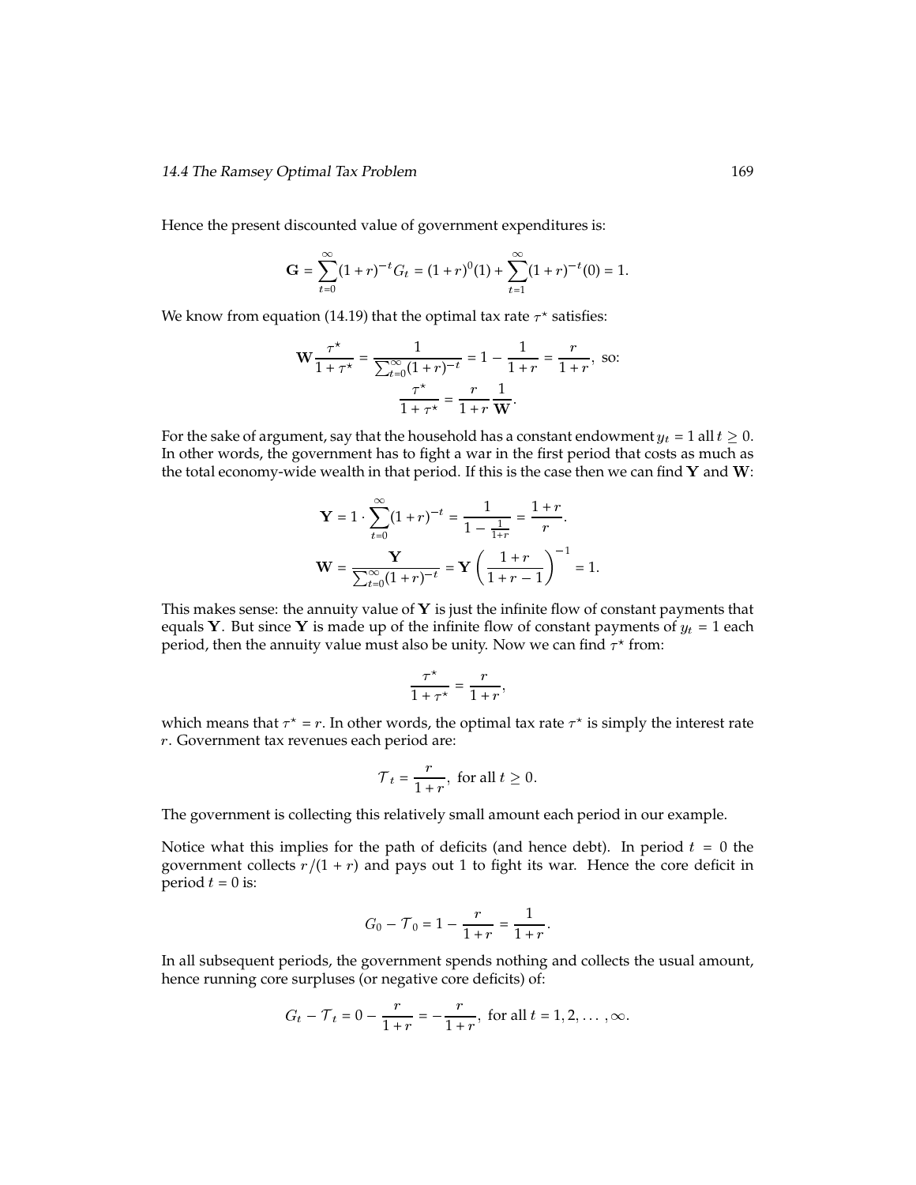Hence the present discounted value of government expenditures is:

$$\mathbf{G} = \sum_{t=0}^{\infty}(1+r)^{-t}G_t = (1+r)^0(1) + \sum_{t=1}^{\infty}(1+r)^{-t}(0) = 1.$$

We know from equation (14.19) that the optimal tax rate $\tau^\star$ satisfies:

$$\mathbf{W}\frac{\tau^\star}{1+\tau^\star} = \frac{1}{\sum_{t=0}^{\infty}(1+r)^{-t}} = 1 - \frac{1}{1+r} = \frac{r}{1+r}, \text{ so:}$$

$$\frac{\tau^\star}{1+\tau^\star} = \frac{r}{1+r}\frac{1}{\mathbf{W}}.$$

For the sake of argument, say that the household has a constant endowment $y_t = 1$ all $t \geq 0$. In other words, the government has to fight a war in the first period that costs as much as the total economy-wide wealth in that period. If this is the case then we can find $\mathbf{Y}$ and $\mathbf{W}$:

$$\mathbf{Y} = 1 \cdot \sum_{t=0}^{\infty}(1+r)^{-t} = \frac{1}{1-\frac{1}{1+r}} = \frac{1+r}{r}.$$

$$\mathbf{W} = \frac{\mathbf{Y}}{\sum_{t=0}^{\infty}(1+r)^{-t}} = \mathbf{Y}\left(\frac{1+r}{1+r-1}\right)^{-1} = 1.$$

This makes sense: the annuity value of $\mathbf{Y}$ is just the infinite flow of constant payments that equals $\mathbf{Y}$. But since $\mathbf{Y}$ is made up of the infinite flow of constant payments of $y_t = 1$ each period, then the annuity value must also be unity. Now we can find $\tau^\star$ from:

$$\frac{\tau^\star}{1+\tau^\star} = \frac{r}{1+r},$$

which means that $\tau^\star = r$. In other words, the optimal tax rate $\tau^\star$ is simply the interest rate $r$. Government tax revenues each period are:

$$\mathcal{T}_t = \frac{r}{1+r}, \text{ for all } t \geq 0.$$

The government is collecting this relatively small amount each period in our example.

Notice what this implies for the path of deficits (and hence debt). In period $t = 0$ the government collects $r/(1+r)$ and pays out 1 to fight its war. Hence the core deficit in period $t = 0$ is:

$$G_0 - \mathcal{T}_0 = 1 - \frac{r}{1+r} = \frac{1}{1+r}.$$

In all subsequent periods, the government spends nothing and collects the usual amount, hence running core surpluses (or negative core deficits) of:

$$G_t - \mathcal{T}_t = 0 - \frac{r}{1+r} = -\frac{r}{1+r}, \text{ for all } t = 1, 2, \ldots, \infty.$$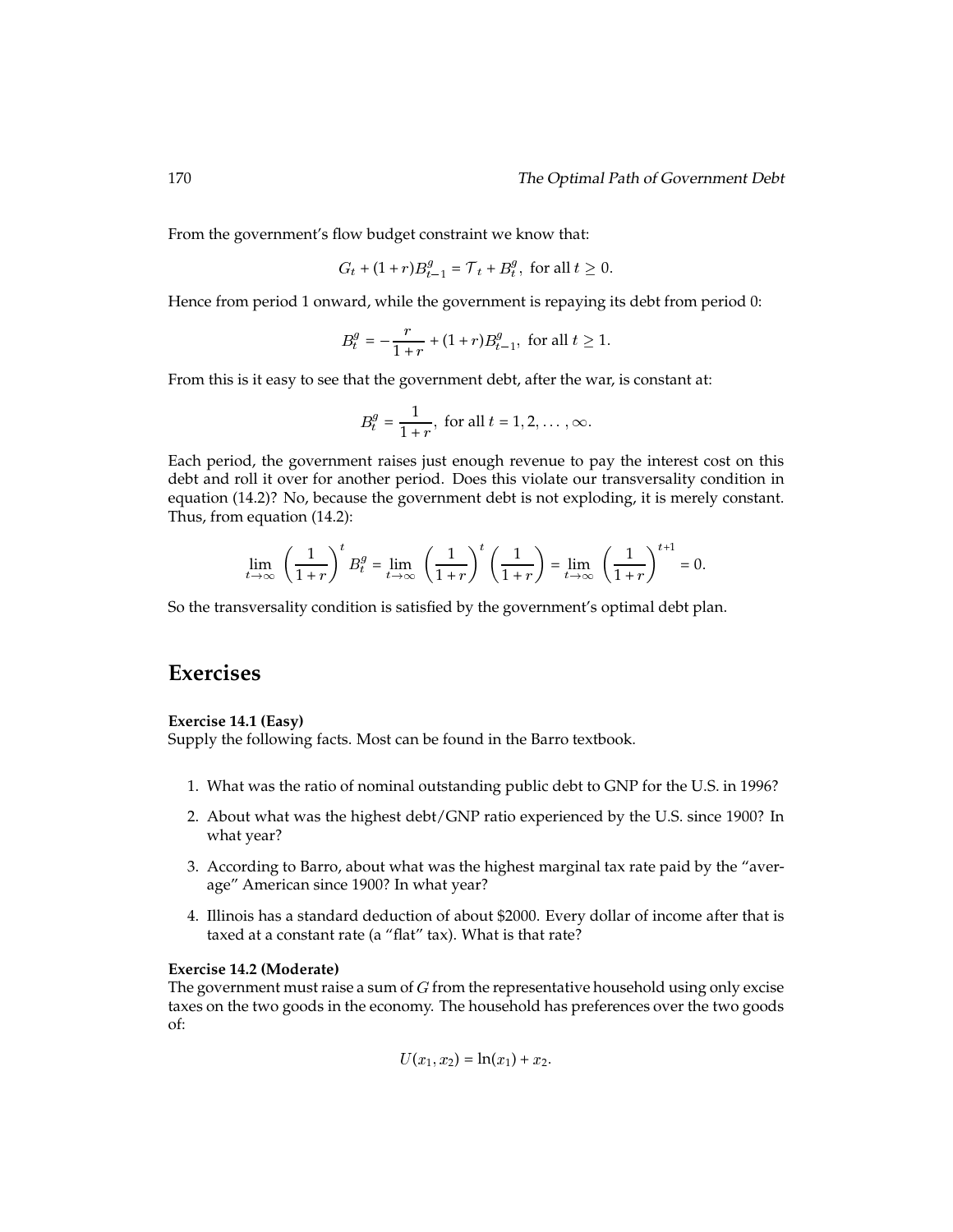From the government's flow budget constraint we know that:

$$G_t + (1+r)B_{t-1}^g = \mathcal{T}_t + B_t^g, \text{ for all } t \geq 0.$$

Hence from period 1 onward, while the government is repaying its debt from period 0:

$$B_t^g = -\frac{r}{1+r} + (1+r)B_{t-1}^g, \text{ for all } t \geq 1.$$

From this is it easy to see that the government debt, after the war, is constant at:

$$B_t^g = \frac{1}{1+r}, \text{ for all } t = 1, 2, \ldots, \infty.$$

Each period, the government raises just enough revenue to pay the interest cost on this debt and roll it over for another period. Does this violate our transversality condition in equation (14.2)? No, because the government debt is not exploding, it is merely constant. Thus, from equation (14.2):

$$\lim_{t\to\infty} \left(\frac{1}{1+r}\right)^t B_t^g = \lim_{t\to\infty} \left(\frac{1}{1+r}\right)^t \left(\frac{1}{1+r}\right) = \lim_{t\to\infty} \left(\frac{1}{1+r}\right)^{t+1} = 0.$$

So the transversality condition is satisfied by the government's optimal debt plan.

## Exercises

**Exercise 14.1 (Easy)**
Supply the following facts. Most can be found in the Barro textbook.

1. What was the ratio of nominal outstanding public debt to GNP for the U.S. in 1996?
2. About what was the highest debt/GNP ratio experienced by the U.S. since 1900? In what year?
3. According to Barro, about what was the highest marginal tax rate paid by the "average" American since 1900? In what year?
4. Illinois has a standard deduction of about \$2000. Every dollar of income after that is taxed at a constant rate (a "flat" tax). What is that rate?

**Exercise 14.2 (Moderate)**
The government must raise a sum of $G$ from the representative household using only excise taxes on the two goods in the economy. The household has preferences over the two goods of:

$$U(x_1, x_2) = \ln(x_1) + x_2.$$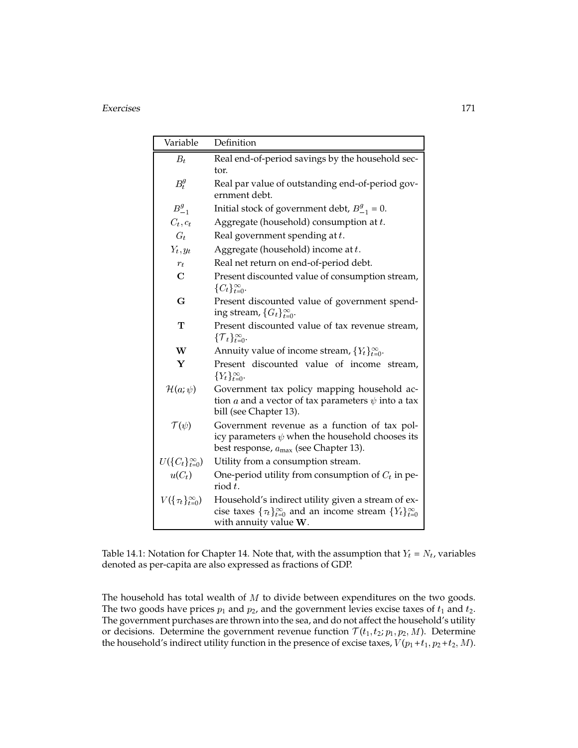| Variable | Definition |
|---|---|
| $B_t$ | Real end-of-period savings by the household sector. |
| $B^g_t$ | Real par value of outstanding end-of-period government debt. |
| $B^g_{-1}$ | Initial stock of government debt, $B^g_{-1} = 0$. |
| $C_t, c_t$ | Aggregate (household) consumption at $t$. |
| $G_t$ | Real government spending at $t$. |
| $Y_t, y_t$ | Aggregate (household) income at $t$. |
| $r_t$ | Real net return on end-of-period debt. |
| $\mathbf{C}$ | Present discounted value of consumption stream, $\{C_t\}_{t=0}^{\infty}$. |
| $\mathbf{G}$ | Present discounted value of government spending stream, $\{G_t\}_{t=0}^{\infty}$. |
| $\mathbf{T}$ | Present discounted value of tax revenue stream, $\{\mathcal{T}_t\}_{t=0}^{\infty}$. |
| $\mathbf{W}$ | Annuity value of income stream, $\{Y_t\}_{t=0}^{\infty}$. |
| $\mathbf{Y}$ | Present discounted value of income stream, $\{Y_t\}_{t=0}^{\infty}$. |
| $\mathcal{H}(a; \psi)$ | Government tax policy mapping household action $a$ and a vector of tax parameters $\psi$ into a tax bill (see Chapter 13). |
| $\mathcal{T}(\psi)$ | Government revenue as a function of tax policy parameters $\psi$ when the household chooses its best response, $a_{\max}$ (see Chapter 13). |
| $U(\{C_t\}_{t=0}^{\infty})$ | Utility from a consumption stream. |
| $u(C_t)$ | One-period utility from consumption of $C_t$ in period $t$. |
| $V(\{\tau_t\}_{t=0}^{\infty})$ | Household's indirect utility given a stream of excise taxes $\{\tau_t\}_{t=0}^{\infty}$ and an income stream $\{Y_t\}_{t=0}^{\infty}$ with annuity value $\mathbf{W}$. |

Table 14.1: Notation for Chapter 14. Note that, with the assumption that $Y_t = N_t$, variables denoted as per-capita are also expressed as fractions of GDP.

The household has total wealth of $M$ to divide between expenditures on the two goods. The two goods have prices $p_1$ and $p_2$, and the government levies excise taxes of $t_1$ and $t_2$. The government purchases are thrown into the sea, and do not affect the household's utility or decisions. Determine the government revenue function $\mathcal{T}(t_1, t_2; p_1, p_2, M)$. Determine the household's indirect utility function in the presence of excise taxes, $V(p_1+t_1, p_2+t_2, M)$.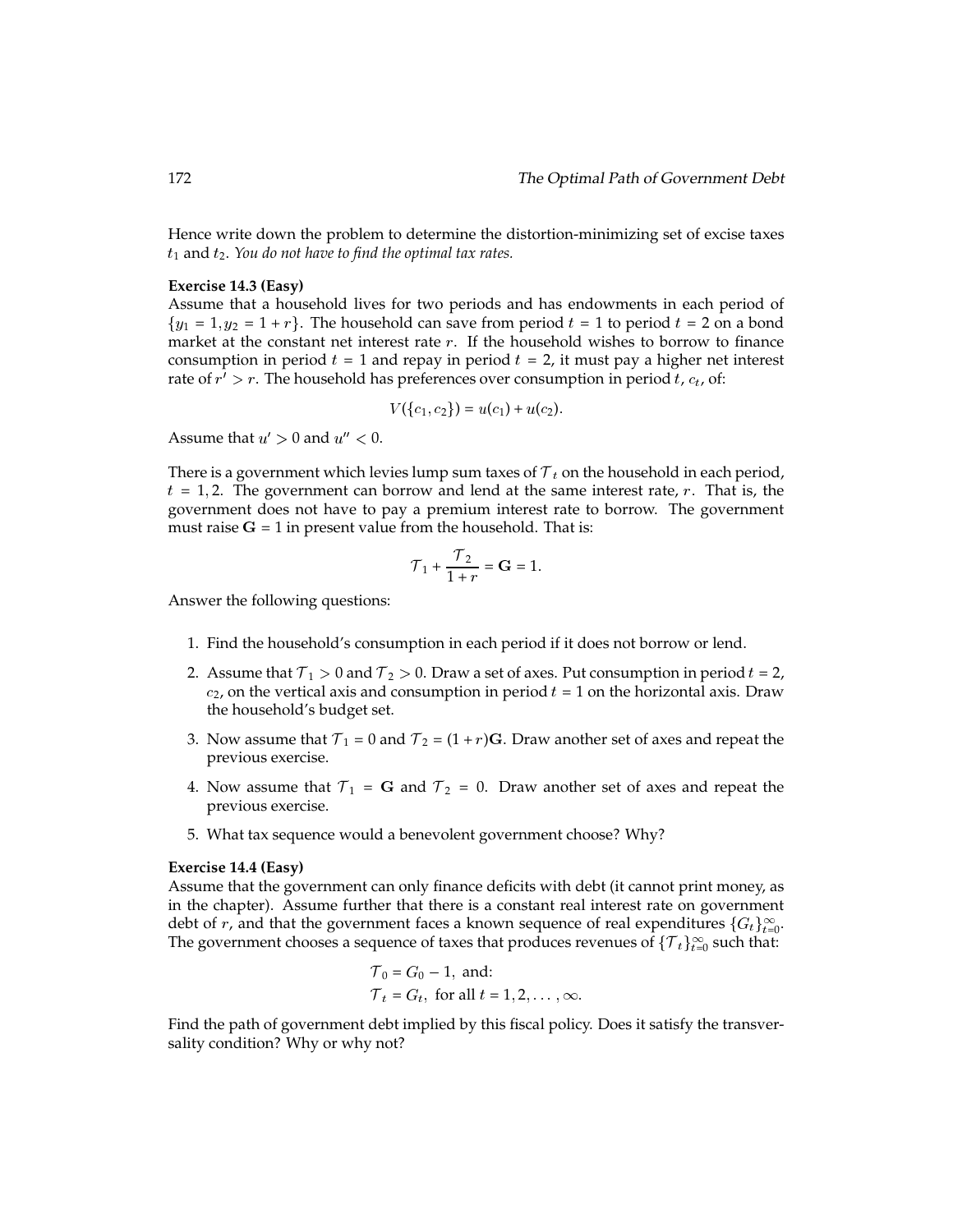Hence write down the problem to determine the distortion-minimizing set of excise taxes $t_1$ and $t_2$. *You do not have to find the optimal tax rates.*

**Exercise 14.3 (Easy)**
Assume that a household lives for two periods and has endowments in each period of $\{y_1 = 1, y_2 = 1 + r\}$. The household can save from period $t = 1$ to period $t = 2$ on a bond market at the constant net interest rate $r$. If the household wishes to borrow to finance consumption in period $t = 1$ and repay in period $t = 2$, it must pay a higher net interest rate of $r' > r$. The household has preferences over consumption in period $t$, $c_t$, of:

$$V(\{c_1, c_2\}) = u(c_1) + u(c_2).$$

Assume that $u' > 0$ and $u'' < 0$.

There is a government which levies lump sum taxes of $\mathcal{T}_t$ on the household in each period, $t = 1, 2$. The government can borrow and lend at the same interest rate, $r$. That is, the government does not have to pay a premium interest rate to borrow. The government must raise $\mathbf{G} = 1$ in present value from the household. That is:

$$\mathcal{T}_1 + \frac{\mathcal{T}_2}{1 + r} = \mathbf{G} = 1.$$

Answer the following questions:

1. Find the household's consumption in each period if it does not borrow or lend.
2. Assume that $\mathcal{T}_1 > 0$ and $\mathcal{T}_2 > 0$. Draw a set of axes. Put consumption in period $t = 2$, $c_2$, on the vertical axis and consumption in period $t = 1$ on the horizontal axis. Draw the household's budget set.
3. Now assume that $\mathcal{T}_1 = 0$ and $\mathcal{T}_2 = (1 + r)\mathbf{G}$. Draw another set of axes and repeat the previous exercise.
4. Now assume that $\mathcal{T}_1 = \mathbf{G}$ and $\mathcal{T}_2 = 0$. Draw another set of axes and repeat the previous exercise.
5. What tax sequence would a benevolent government choose? Why?

**Exercise 14.4 (Easy)**
Assume that the government can only finance deficits with debt (it cannot print money, as in the chapter). Assume further that there is a constant real interest rate on government debt of $r$, and that the government faces a known sequence of real expenditures $\{G_t\}_{t=0}^{\infty}$. The government chooses a sequence of taxes that produces revenues of $\{\mathcal{T}_t\}_{t=0}^{\infty}$ such that:

$$\mathcal{T}_0 = G_0 - 1, \text{ and:}$$
$$\mathcal{T}_t = G_t, \text{ for all } t = 1, 2, \ldots, \infty.$$

Find the path of government debt implied by this fiscal policy. Does it satisfy the transversality condition? Why or why not?